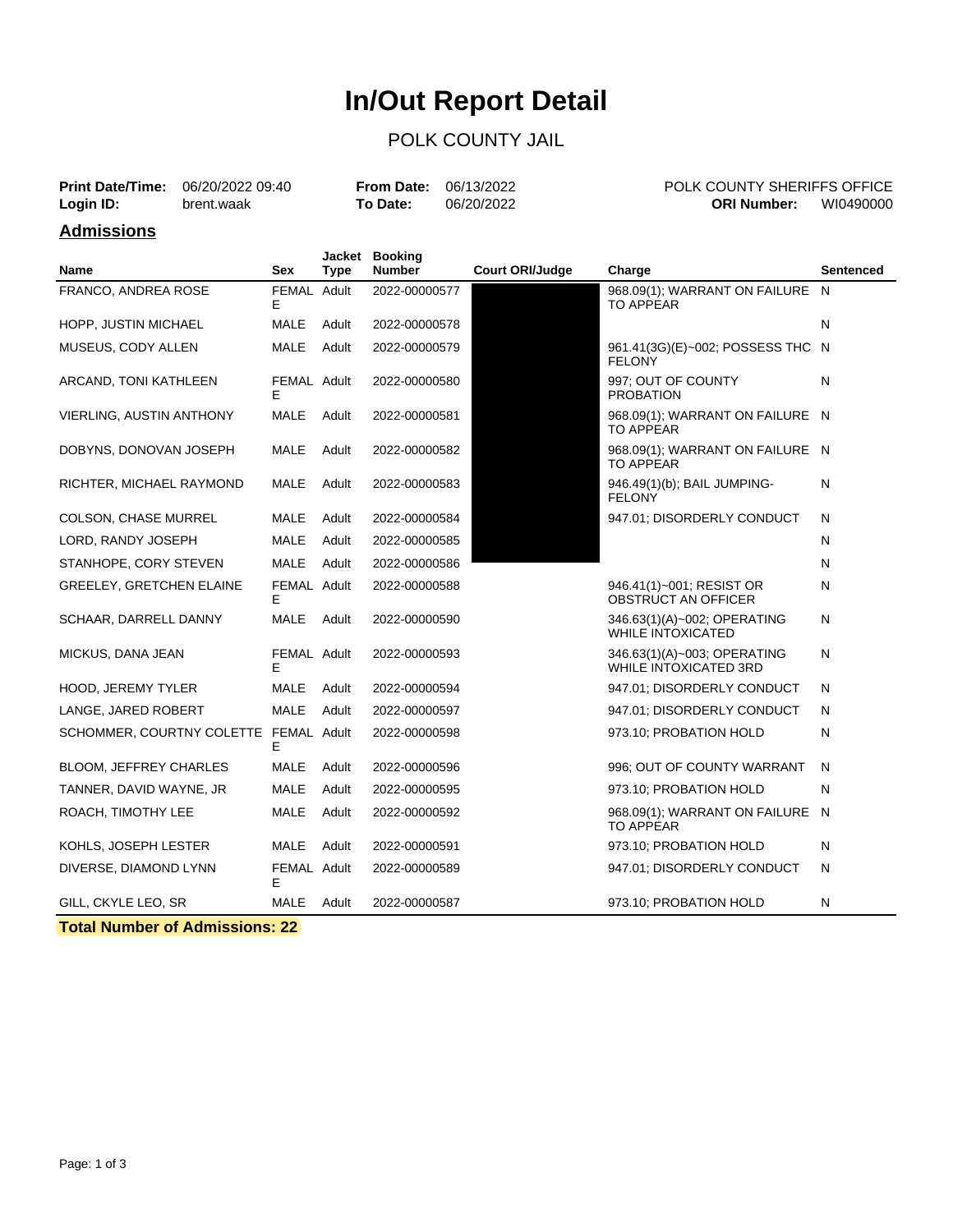# In/Out Report Detail

POLK COUNTY JAIL

**Print Date/Time:** 06/20/2022 09:40
**Login ID:** brent.waak

**From Date:** 06/13/2022
**To Date:** 06/20/2022

POLK COUNTY SHERIFFS OFFICE
**ORI Number:** WI0490000

## Admissions

| Name | Sex | Jacket Type | Booking Number | Court ORI/Judge | Charge | Sentenced |
|---|---|---|---|---|---|---|
| FRANCO, ANDREA ROSE | FEMALE | Adult | 2022-00000577 | | 968.09(1); WARRANT ON FAILURE TO APPEAR | N |
| HOPP, JUSTIN MICHAEL | MALE | Adult | 2022-00000578 | | | N |
| MUSEUS, CODY ALLEN | MALE | Adult | 2022-00000579 | | 961.41(3G)(E)~002; POSSESS THC FELONY | N |
| ARCAND, TONI KATHLEEN | FEMALE | Adult | 2022-00000580 | | 997; OUT OF COUNTY PROBATION | N |
| VIERLING, AUSTIN ANTHONY | MALE | Adult | 2022-00000581 | | 968.09(1); WARRANT ON FAILURE TO APPEAR | N |
| DOBYNS, DONOVAN JOSEPH | MALE | Adult | 2022-00000582 | | 968.09(1); WARRANT ON FAILURE TO APPEAR | N |
| RICHTER, MICHAEL RAYMOND | MALE | Adult | 2022-00000583 | | 946.49(1)(b); BAIL JUMPING-FELONY | N |
| COLSON, CHASE MURREL | MALE | Adult | 2022-00000584 | | 947.01; DISORDERLY CONDUCT | N |
| LORD, RANDY JOSEPH | MALE | Adult | 2022-00000585 | | | N |
| STANHOPE, CORY STEVEN | MALE | Adult | 2022-00000586 | | | N |
| GREELEY, GRETCHEN ELAINE | FEMALE | Adult | 2022-00000588 | | 946.41(1)~001; RESIST OR OBSTRUCT AN OFFICER | N |
| SCHAAR, DARRELL DANNY | MALE | Adult | 2022-00000590 | | 346.63(1)(A)~002; OPERATING WHILE INTOXICATED | N |
| MICKUS, DANA JEAN | FEMALE | Adult | 2022-00000593 | | 346.63(1)(A)~003; OPERATING WHILE INTOXICATED 3RD | N |
| HOOD, JEREMY TYLER | MALE | Adult | 2022-00000594 | | 947.01; DISORDERLY CONDUCT | N |
| LANGE, JARED ROBERT | MALE | Adult | 2022-00000597 | | 947.01; DISORDERLY CONDUCT | N |
| SCHOMMER, COURTNY COLETTE | FEMALE | Adult | 2022-00000598 | | 973.10; PROBATION HOLD | N |
| BLOOM, JEFFREY CHARLES | MALE | Adult | 2022-00000596 | | 996; OUT OF COUNTY WARRANT | N |
| TANNER, DAVID WAYNE, JR | MALE | Adult | 2022-00000595 | | 973.10; PROBATION HOLD | N |
| ROACH, TIMOTHY LEE | MALE | Adult | 2022-00000592 | | 968.09(1); WARRANT ON FAILURE TO APPEAR | N |
| KOHLS, JOSEPH LESTER | MALE | Adult | 2022-00000591 | | 973.10; PROBATION HOLD | N |
| DIVERSE, DIAMOND LYNN | FEMALE | Adult | 2022-00000589 | | 947.01; DISORDERLY CONDUCT | N |
| GILL, CKYLE LEO, SR | MALE | Adult | 2022-00000587 | | 973.10; PROBATION HOLD | N |

**Total Number of Admissions: 22**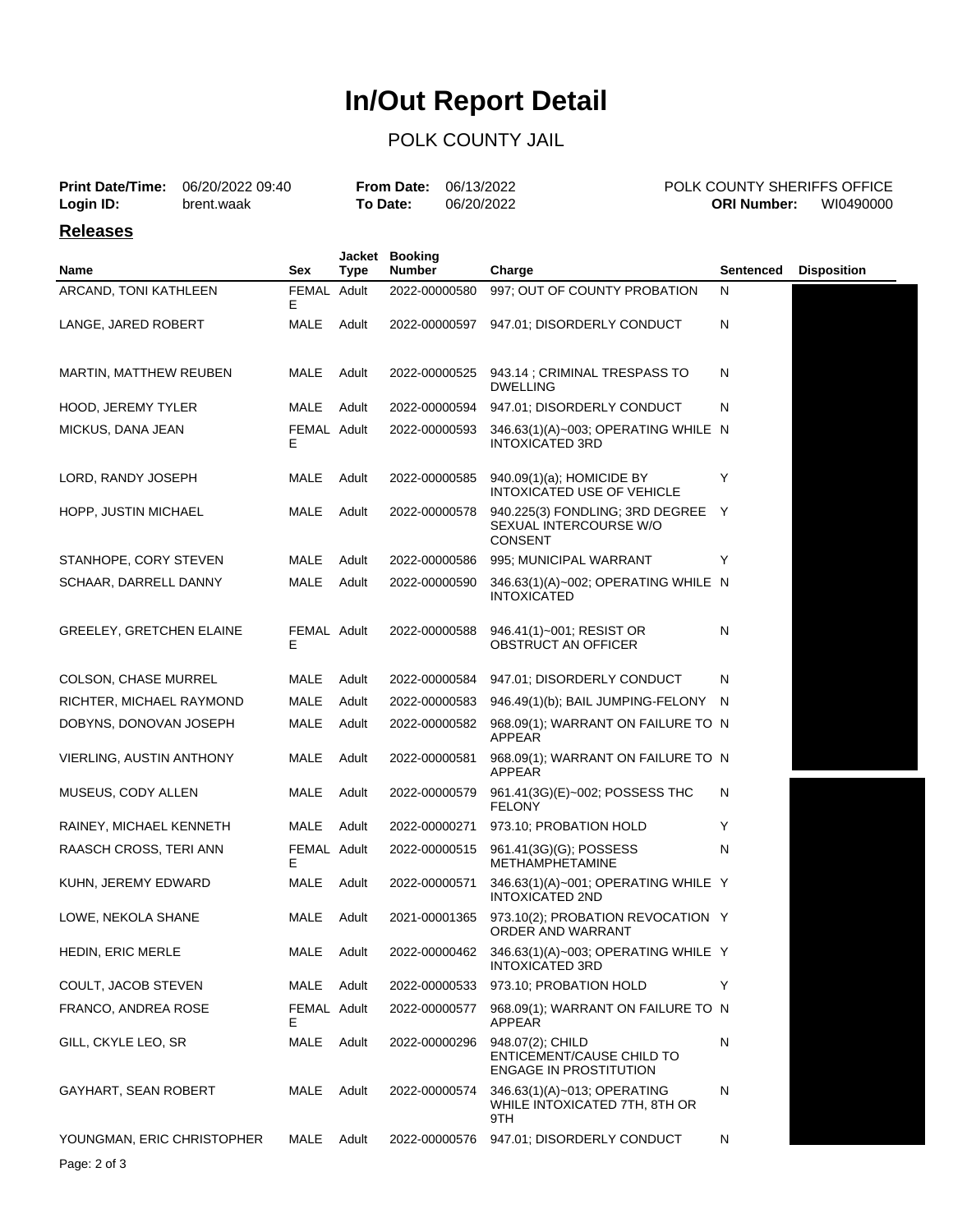# In/Out Report Detail

## POLK COUNTY JAIL

**Print Date/Time:** 06/20/2022 09:40 **From Date:** 06/13/2022 POLK COUNTY SHERIFFS OFFICE
**Login ID:** brent.waak **To Date:** 06/20/2022 **ORI Number:** WI0490000

### Releases

| Name | Sex | Jacket Type | Booking Number | Charge | Sentenced | Disposition |
|---|---|---|---|---|---|---|
| ARCAND, TONI KATHLEEN | FEMALE | Adult | 2022-00000580 | 997; OUT OF COUNTY PROBATION | N | |
| LANGE, JARED ROBERT | MALE | Adult | 2022-00000597 | 947.01; DISORDERLY CONDUCT | N | |
| MARTIN, MATTHEW REUBEN | MALE | Adult | 2022-00000525 | 943.14 ; CRIMINAL TRESPASS TO DWELLING | N | |
| HOOD, JEREMY TYLER | MALE | Adult | 2022-00000594 | 947.01; DISORDERLY CONDUCT | N | |
| MICKUS, DANA JEAN | FEMALE | Adult | 2022-00000593 | 346.63(1)(A)~003; OPERATING WHILE INTOXICATED 3RD | N | |
| LORD, RANDY JOSEPH | MALE | Adult | 2022-00000585 | 940.09(1)(a); HOMICIDE BY INTOXICATED USE OF VEHICLE | Y | |
| HOPP, JUSTIN MICHAEL | MALE | Adult | 2022-00000578 | 940.225(3) FONDLING; 3RD DEGREE SEXUAL INTERCOURSE W/O CONSENT | Y | |
| STANHOPE, CORY STEVEN | MALE | Adult | 2022-00000586 | 995; MUNICIPAL WARRANT | Y | |
| SCHAAR, DARRELL DANNY | MALE | Adult | 2022-00000590 | 346.63(1)(A)~002; OPERATING WHILE INTOXICATED | N | |
| GREELEY, GRETCHEN ELAINE | FEMALE | Adult | 2022-00000588 | 946.41(1)~001; RESIST OR OBSTRUCT AN OFFICER | N | |
| COLSON, CHASE MURREL | MALE | Adult | 2022-00000584 | 947.01; DISORDERLY CONDUCT | N | |
| RICHTER, MICHAEL RAYMOND | MALE | Adult | 2022-00000583 | 946.49(1)(b); BAIL JUMPING-FELONY | N | |
| DOBYNS, DONOVAN JOSEPH | MALE | Adult | 2022-00000582 | 968.09(1); WARRANT ON FAILURE TO APPEAR | N | |
| VIERLING, AUSTIN ANTHONY | MALE | Adult | 2022-00000581 | 968.09(1); WARRANT ON FAILURE TO APPEAR | N | |
| MUSEUS, CODY ALLEN | MALE | Adult | 2022-00000579 | 961.41(3G)(E)~002; POSSESS THC FELONY | N | |
| RAINEY, MICHAEL KENNETH | MALE | Adult | 2022-00000271 | 973.10; PROBATION HOLD | Y | |
| RAASCH CROSS, TERI ANN | FEMALE | Adult | 2022-00000515 | 961.41(3G)(G); POSSESS METHAMPHETAMINE | N | |
| KUHN, JEREMY EDWARD | MALE | Adult | 2022-00000571 | 346.63(1)(A)~001; OPERATING WHILE INTOXICATED 2ND | Y | |
| LOWE, NEKOLA SHANE | MALE | Adult | 2021-00001365 | 973.10(2); PROBATION REVOCATION ORDER AND WARRANT | Y | |
| HEDIN, ERIC MERLE | MALE | Adult | 2022-00000462 | 346.63(1)(A)~003; OPERATING WHILE INTOXICATED 3RD | Y | |
| COULT, JACOB STEVEN | MALE | Adult | 2022-00000533 | 973.10; PROBATION HOLD | Y | |
| FRANCO, ANDREA ROSE | FEMALE | Adult | 2022-00000577 | 968.09(1); WARRANT ON FAILURE TO APPEAR | N | |
| GILL, CKYLE LEO, SR | MALE | Adult | 2022-00000296 | 948.07(2); CHILD ENTICEMENT/CAUSE CHILD TO ENGAGE IN PROSTITUTION | N | |
| GAYHART, SEAN ROBERT | MALE | Adult | 2022-00000574 | 346.63(1)(A)~013; OPERATING WHILE INTOXICATED 7TH, 8TH OR 9TH | N | |
| YOUNGMAN, ERIC CHRISTOPHER | MALE | Adult | 2022-00000576 | 947.01; DISORDERLY CONDUCT | N | |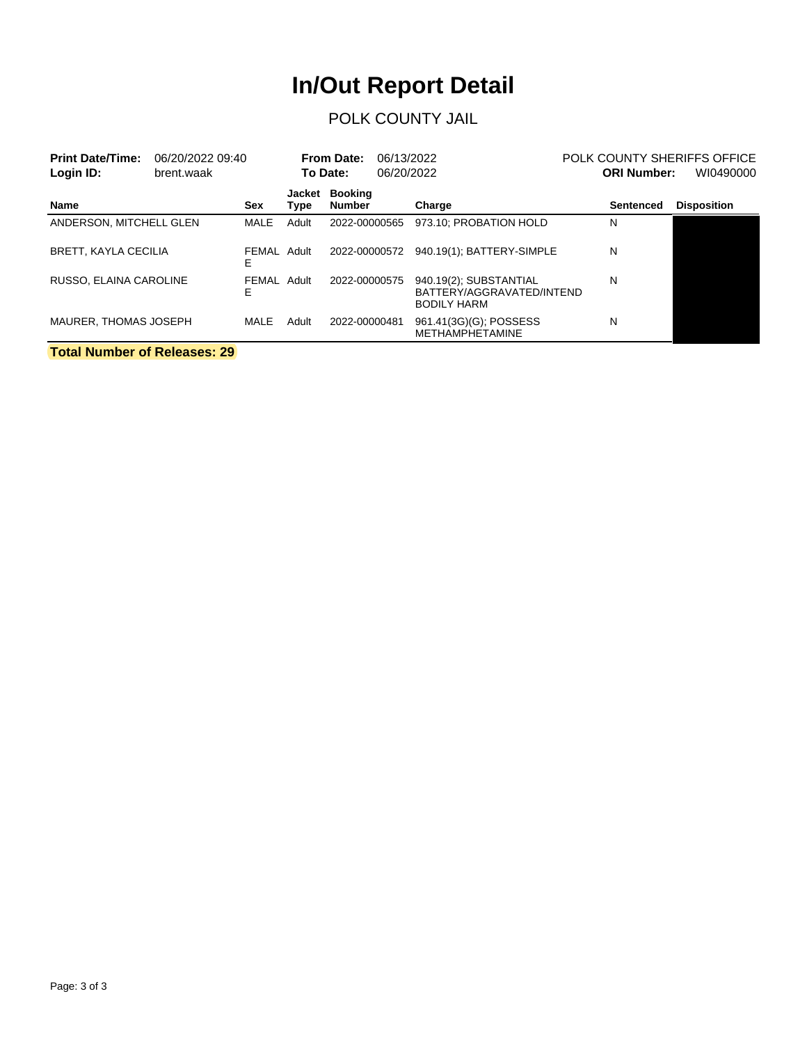# In/Out Report Detail

POLK COUNTY JAIL

**Print Date/Time:** 06/20/2022 09:40
**Login ID:** brent.waak

**From Date:** 06/13/2022
**To Date:** 06/20/2022

POLK COUNTY SHERIFFS OFFICE
**ORI Number:** WI0490000

| Name | Sex | Jacket Type | Booking Number | Charge | Sentenced | Disposition |
|---|---|---|---|---|---|---|
| ANDERSON, MITCHELL GLEN | MALE | Adult | 2022-00000565 | 973.10; PROBATION HOLD | N | |
| BRETT, KAYLA CECILIA | FEMALE | Adult | 2022-00000572 | 940.19(1); BATTERY-SIMPLE | N | |
| RUSSO, ELAINA CAROLINE | FEMALE | Adult | 2022-00000575 | 940.19(2); SUBSTANTIAL BATTERY/AGGRAVATED/INTEND BODILY HARM | N | |
| MAURER, THOMAS JOSEPH | MALE | Adult | 2022-00000481 | 961.41(3G)(G); POSSESS METHAMPHETAMINE | N | |

**Total Number of Releases: 29**